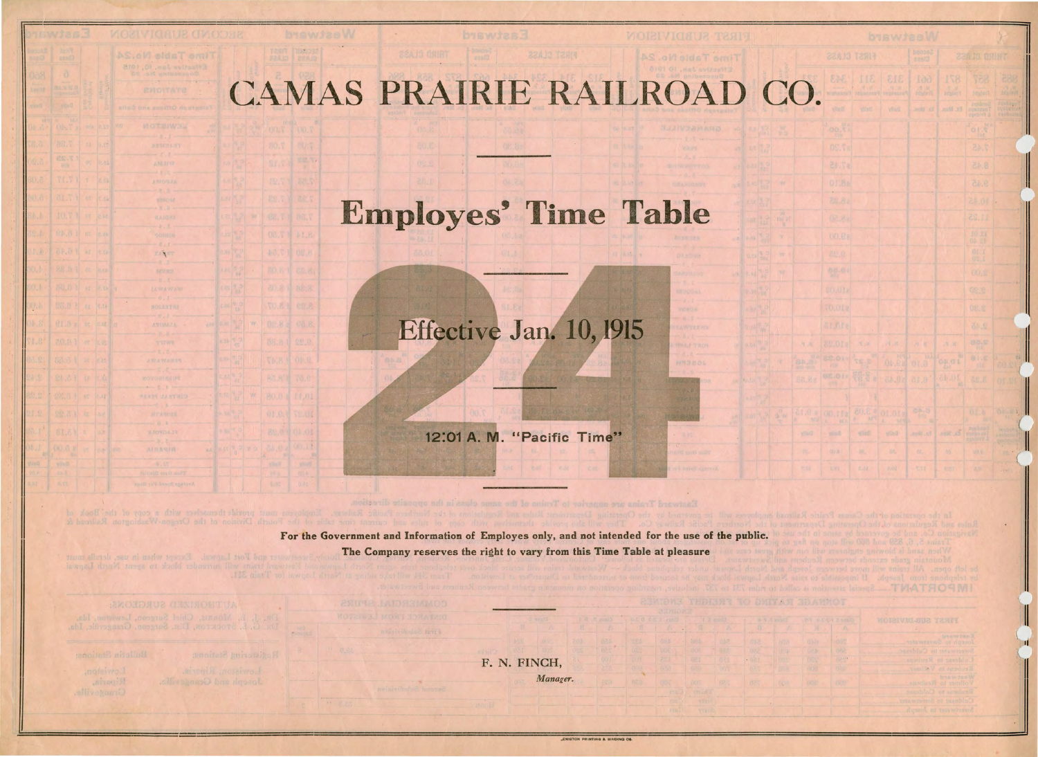# CAMAS PRAIRIE RAILROAD CO.

## Employes' Time Table

# 24

### Effective Jan. 10, 1915

**12:01 A. M. "Pacific Time"**

**For the Government and Information of Employes only, and not intended for the use of the public.**

**The Company reserves the right to vary from this Time Table at pleasure**

F. N. FINCH,

*Manager.*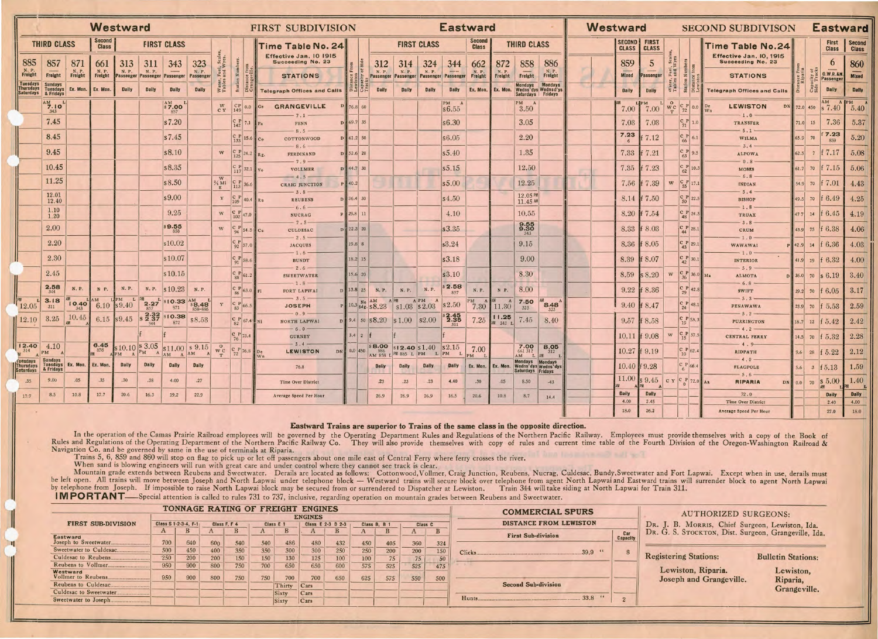## FIRST SUBDIVISION

**Time Table No. 24** — Effective Jan. 10 1915, Succeeding No. 23

| Westward: Third Class 885 N.P. Freight | 857 Freight | 871 N.P. Freight | Second Class 661 N.P. Freight | First Class 313 N.P. Passenger | 311 N.P. Passenger | 343 Passenger | 323 N.P. Passenger | Water, Fuel, Scales, Tables and Wyes | Station Numbers | Distance from Grangeville | | STATIONS — Telegraph Offices and Calls | Distance From Lewiston | Capacity of Side Tracks | Eastward: First Class 312 N.P. Passenger | 314 N.P. Passenger | 324 N.P. Passenger | 344 Passenger | Second Class 662 N.P. Freight | Third Class 872 N.P. Freight | 858 Freight | 886 N.P. Freight |
|---|---|---|---|---|---|---|---|---|---|---|---|---|---|---|---|---|---|---|---|---|---|---|
| Tuesdays Thursdays Saturdays | Sundays Tuesdays & Fridays | Ex. Mon. | Ex. Mon. | Daily | Daily | Daily | Daily | | | | | | | | Daily | Daily | Daily | Daily | Ex. Mon. | Ex. Mon. | Mondays Wedns'dys Saturdays | Mondays Wedns'dys Fridays |
| | AM 7.10 L 343 | | | | | AM s7.00 L 857 | | W C Y | C P 149 | 0.0 | Ge | GRANGEVILLE D | 76.8 | 60 | | | | PM s6.55 A | | | PM 3.50 A | |
| | | | | | | | | | | | | 7.1 | | | | | | | | | | |
| | 7.45 | | | | | s7.20 | | | C P 142 | 7.1 | Fn | FENN D | 69.7 | 35 | | | | s6.30 | | | 3.05 | |
| | | | | | | | | | | | | 8.5 | | | | | | | | | | |
| | 8.45 | | | | | s7.45 | | | C P 133 | 15.6 | Co | COTTONWOOD D | 61.2 | 50 | | | | s6.05 | | | 2.20 | |
| | | | | | | | | | | | | 8.6 | | | | | | | | | | |
| | 9.45 | | | | | s8.10 | | W | C P 125 | 24.2 | Rg | FERDINAND D | 52.6 | 20 | | | | s5.40 | | | 1.35 | |
| | | | | | | | | | | | | 7.9 | | | | | | | | | | |
| | 10.45 | | | | | s8.35 | | | C P 117 | 32.1 | Vo | VOLLMER D | 44.7 | 30 | | | | s5.15 | | | 12.50 | |
| | | | | | | | | | | | | 4.5 | | | | | | | | | | |
| | 11.25 | | | | | s8.50 | | W ¾ Mi E | C P 113 | 36.6 | | CRAIG JUNCTION P | 40.2 | | | | | s5.00 | | | 12.25 | |
| | | | | | | | | | | | | 3.8 | | | | | | | | | | |
| | 12.01 12.40 | | | | | s9.00 | | Y | C P 109 | 40.4 | Ru | REUBENS D | 36.4 | 30 | | | | s4.50 | | | 12.05 PM 11.45 AM | |
| | | | | | | | | | | | | 6.6 | | | | | | | | | | |
| | 1.10 1.20 | | | | | 9.25 | | W | C P 102 | 47.0 | | NUCRAG P | 29.8 | 11 | | | | 4.10 | | | 10.55 | |
| | | | | | | | | | | | | 7.5 | | | | | | | | | | |
| | 2.00 | | | | | s9.55 858 | | W | C P 94 | 54.5 | Cu | CULDESAC D | 22.3 | 20 | | | | s3.35 | | | 9.55 9.30 343 | |
| | | | | | | | | | | | | 2.5 | | | | | | | | | | |
| | 2.20 | | | | | s10.02 | | | C P 92 | 57.0 | | JACQUES | 19.8 | 8 | | | | s3.24 | | | 9.15 | |
| | | | | | | | | | | | | 1.6 | | | | | | | | | | |
| | 2.30 | | | | | s10.07 | | | C P 91 | 58.6 | | BUNDY | 18.2 | 15 | | | | s3.18 | | | 9.00 | |
| | | | | | | | | | | | | 2.6 | | | | | | | | | | |
| | 2.45 | | | | | s10.15 | | | C P 88 | 61.2 | | SWEETWATER | 15.6 | 20 | | | | s3.10 | | | 8.30 | |
| | | | | | | | | | | | | 1.8 | | | | | | | | | | |
| | 2.58 344 | N. P. | N. P. | N. P. | N. P. | s10.23 | N. P. | | C P 86 | 63.0 | Fl | FORT LAPWAI D | 13.8 | 25 | N. P. | N. P. | N. P. | s2.58 857 | N. P. | N. P. | 8.00 | |
| | | | | | | | | | | | | 3.5 | | | | | | | | | | |
| PM 12.05 L | 3.18 311 | AM 10.40 L 343 | 6.10 | PM s9.40 L | PM 2.27 L 857 | s10.33 871 | AM s8.48 L 858-886 | Y | C P 83 | 66.5 | | JOSEPH P | 10.3 | No Sdg. | AM s8.23 A | PM s1.03 A | PM s2.03 A | s2.50 | PM 7.30 A | AM 11.30 A | 7.50 323 | AM 8.48 A 323 |
| | | | | | | | | | | | | 0.9 | | | | | | | | | | |
| 12.10 | 3.25 | 10.45 AM A | 6.15 | s9.45 | s 2.32 2.37 344 | s10.38 872 | s8.53 | | C P 82 | 67.4 | Nl | NORTH LAPWAI D | 9.4 | 50 | s8.20 | s1.00 | s2.00 | s2.45 2.35 311 | 7.25 | AM 11.25 L 343 | 7.45 | 8.40 |
| | | | | | | | | | | | | 6.0 | | | | | | | | | | |
| | | | | | f | f | | | C P 76 | 73.4 | | GURNEY | 3.4 | 2 | f | f | | f | | | | |
| | | | | | | | | | | | | 3.4 | | | | | | | | | | |
| 12.40 314 W A | 4.10 PM A | | 6.45 858 AM A | s10.10 PM A | s 3.05 PM A | s11.00 AM A | s 9.15 AM A | O W C T | C P 72 | 76.8 | De Wn | LEWISTON DN | 0.0 | 450 | s8.00 886 AM 858 L | s12.40 PM 885 L | s1.40 PM L | s2.15 PM L | 7.00 PM L | | 7.00 661 312 AM L | 8.05 312 AM L |
| Tuesdays Thursdays Saturdays | Sundays Tuesdays & Fridays | Ex. Mon. | Ex. Mon. | Daily | Daily | Daily | Daily | | | | | 76.8 | | | Daily | Daily | Daily | Daily | Ex. Mon. | Ex. Mon. | Mondays Wedns'dys Saturdays | Mondays Wedns'dys Fridays |
| .35 | 9.00 | .05 | .35 | .30 | .38 | 4.00 | .27 | | | | | Time Over District | | | .23 | .23 | .23 | 4.40 | .30 | .05 | 8.50 | .43 |
| 17.7 | 8.5 | 10.8 | 17.7 | 20.6 | 16.3 | 19.2 | 22.9 | | | | | Average Speed Per Hour | | | 26.9 | 26.9 | 26.9 | 16.5 | 20.6 | 10.8 | 8.7 | 14.4 |

## SECOND SUBDIVISON

**Time Table No. 24** — Effective Jan. 10, 1915, Succeeding No. 23

| Westward: Second Class 859 Mixed | First Class 5 Passenger | Water, Fuel, Scales, Tables and Wyes | Station Numbers | Distance from Lewiston | | STATIONS — Telegraph Offices and Calls | Distance From Riparia | Capacity of Side Tracks | Eastward: First Class 6 O.W.R.&N. Passenger | Second Class 860 Mixed |
|---|---|---|---|---|---|---|---|---|---|---|
| Daily | Daily | | | | | | | | Daily | Daily |
| AM 7.00 | PM 7.00 L | O W C T | C P 72 | 0.0 | De Wn | LEWISTON DN | 72.0 | 450 | AM s 7.40 A | PM 5.40 A |
| | | | | | | 1.0 | | | | |
| 7.03 | 7.03 | | C P 71 | 1.0 | | TRANSFER | 71.0 | 15 | 7.36 | 5.37 |
| | | | | | | 5.1 | | | | |
| 7.23 6 | f 7.12 | | C P 66 | 6.1 | | WILMA | 65.9 | 70 | f 7.23 859 | 5.20 |
| | | | | | | 3.4 | | | | |
| 7.33 | f 7.21 | | C P 63 | 9.5 | | ALPOWA | 62.5 | 7 | f 7.17 | 5.08 |
| | | | | | | 0.8 | | | | |
| 7.35 | f 7.23 | | C P 62 | 10.3 | | MOSES | 61.7 | 70 | f 7.15 | 5.06 |
| | | | | | | 6.8 | | | | |
| 7.56 | f 7.39 | W | C P 55 | 17.1 | | INDIAN | 54.9 | 70 | f 7.01 | 4.43 |
| | | | | | | 5.4 | | | | |
| 8.14 | f 7.50 | | C P 50 | 22.5 | | BISHOP | 49.5 | 70 | f 6.49 | 4.25 |
| | | | | | | 1.8 | | | | |
| 8.20 | f 7.54 | | C P 48 | 24.3 | | TRUAX | 47.7 | 14 | f 6.45 | 4.19 |
| | | | | | | 3.8 | | | | |
| 8.33 | f 8.03 | | C P 44 | 28.1 | | CRUM | 43.9 | 75 | f 6.38 | 4.06 |
| | | | | | | 1.0 | | | | |
| 8.36 | f 8.05 | | C P 43 | 29.1 | | WAWAWAI P | 42.9 | 14 | f 6.36 | 4.03 |
| | | | | | | 1.0 | | | | |
| 8.39 | f 8.07 | | C P 42 | 30.1 | | INTERIOR | 41.9 | 19 | f 6.32 | 4.00 |
| | | | | | | 5.9 | | | | |
| 8.59 | s 8.20 | W | C P 36 | 36.0 | Ma | ALMOTA D | 36.0 | 70 | s 6.19 | 3.40 |
| | | | | | | 6.8 | | | | |
| 9.22 | f 8.36 | | C P 29 | 42.8 | | SWIFT | 29.2 | 70 | f 6.05 | 3.17 |
| | | | | | | 5.3 | | | | |
| 9.40 | f 8.47 | | C P 24 | 48.1 | | PENAWAWA | 23.9 | 70 | f 5.53 | 2.59 |
| | | | | | | 5.2 | | | | |
| 9.57 | f 8.58 | | C P 19 | 53.3 | | PUCKINGTON | 18.7 | 12 | f 5.42 | 2.42 |
| | | | | | | 4.2 | | | | |
| 10.11 | f 9.08 | W | C P 15 | 57.5 | | CENTRAL FERRY | 14.5 | 70 | f 5.32 | 2.28 |
| | | | | | | 4.9 | | | | |
| 10.27 | f 9.19 | | C P 10 | 62.4 | | RIDPATH | 9.6 | 28 | f 5.22 | 2.12 |
| | | | | | | 4.0 | | | | |
| 10.40 | f 9.28 | | C P 6 | 66.4 | | FLAGPOLE | 5.6 | 3 | f 5.13 | 1.59 |
| | | | | | | 5.6 | | | | |
| 11.00 AM A | s 9.45 PM A | C Y | C P 0 | 72.0 | Ax | RIPARIA DN | 0.0 | 70 | s 5.00 AM L | 1.40 PM L |
| Daily | Daily | | | | | 72.0 | | | Daily | Daily |
| 4.00 | 2.45 | | | | | Time Over District | | | 2.40 | 4.00 |
| 18.0 | 26.2 | | | | | Average Speed Per Hour | | | 27.0 | 18.0 |

**Eastward Trains are superior to Trains of the same class in the opposite direction.**

In the operation of the Camas Prairie Railroad employees will be governed by the Operating Department Rules and Regulations of the Northern Pacific Railway. Employees must provide themselves with a copy of the Book of Rules and Regulations of the Operating Department of the Northern Pacific Railway Co. They will also provide themselves with copy of rules and current time table of the Fourth Division of the Oregon-Washington Railroad & Navigation Co. and be governed by same in the use of terminals at Riparia.

Trains 5, 6, 859 and 860 will stop on flag to pick up or let off passengers about one mile east of Central Ferry where ferry crosses the river.

When sand is blowing engineers will run with great care and under control where they cannot see track is clear.

Mountain grade extends between Reubens and Sweetwater. Derails are located as follows: Cottonwood, Vollmer, Craig Junction, Reubens, Nucrag, Culdesac, Bundy, Sweetwater and Fort Lapwai. Except when in use, derails must be left open. All trains will move between Joseph and North Lapwai under telephone block — Westward trains will secure block over telephone from agent North Lapwai and Eastward trains will surrender block to agent North Lapwai by telephone from Joseph. If impossible to raise North Lapwai block may be secured from or surrendered to Dispatcher at Lewiston. Train 344 will take siding at North Lapwai for Train 311.

**IMPORTANT**—Special attention is called to rules 731 to 737, inclusive, regarding operation on mountain grades between Reubens and Sweetwater.

### TONNAGE RATING OF FREIGHT ENGINES

| FIRST SUB-DIVISION | Class S 1-2-3-4, F-1 | | Class F, F 4 | | Class E 1 | | Class E 2-3 D 2-3 | | Class B, B 1 | | Class C | |
|---|---|---|---|---|---|---|---|---|---|---|---|---|
| | A | B | A | B | A | B | A | B | A | B | A | B |
| **Eastward** | | | | | | | | | | | | |
| Joseph to Sweetwater | 700 | 640 | 600 | 540 | 540 | 486 | 480 | 432 | 450 | 405 | 360 | 324 |
| Sweetwater to Culdesac | 500 | 450 | 400 | 350 | 350 | 300 | 300 | 250 | 250 | 200 | 200 | 150 |
| Culdesac to Reubens | 250 | 200 | 200 | 150 | 150 | 130 | 125 | 100 | 100 | 75 | 75 | 50 |
| Reubens to Vollmer | 950 | 900 | 800 | 750 | 700 | 650 | 650 | 600 | 575 | 525 | 525 | 475 |
| **Westward** | | | | | | | | | | | | |
| Vollmer to Reubens | 950 | 900 | 800 | 750 | 750 | 700 | 700 | 650 | 625 | 575 | 550 | 500 |
| Reubens to Culdesac | | | | | | Thirty | Cars | | | | | |
| Culdesac to Sweetwater | | | | | | Sixty | Cars | | | | | |
| Sweetwater to Joseph | | | | | | Sixty | Cars | | | | | |

### COMMERCIAL SPURS

| DISTANCE FROM LEWISTON | Car Capacity |
|---|---|
| **First Sub-division** | |
| Clicks ........ 39.9 " | 8 |
| **Second Sub-division** | |
| Hunts ........ 33.8 " | 2 |

### AUTHORIZED SURGEONS:

Dr. J. B. Morris, Chief Surgeon, Lewiston, Ida.
Dr. G. S. Stockton, Dist. Surgeon, Grangeville, Ida.

**Registering Stations:** Lewiston, Riparia. Joseph and Grangeville.

**Bulletin Stations:** Lewiston, Riparia, Grangeville.